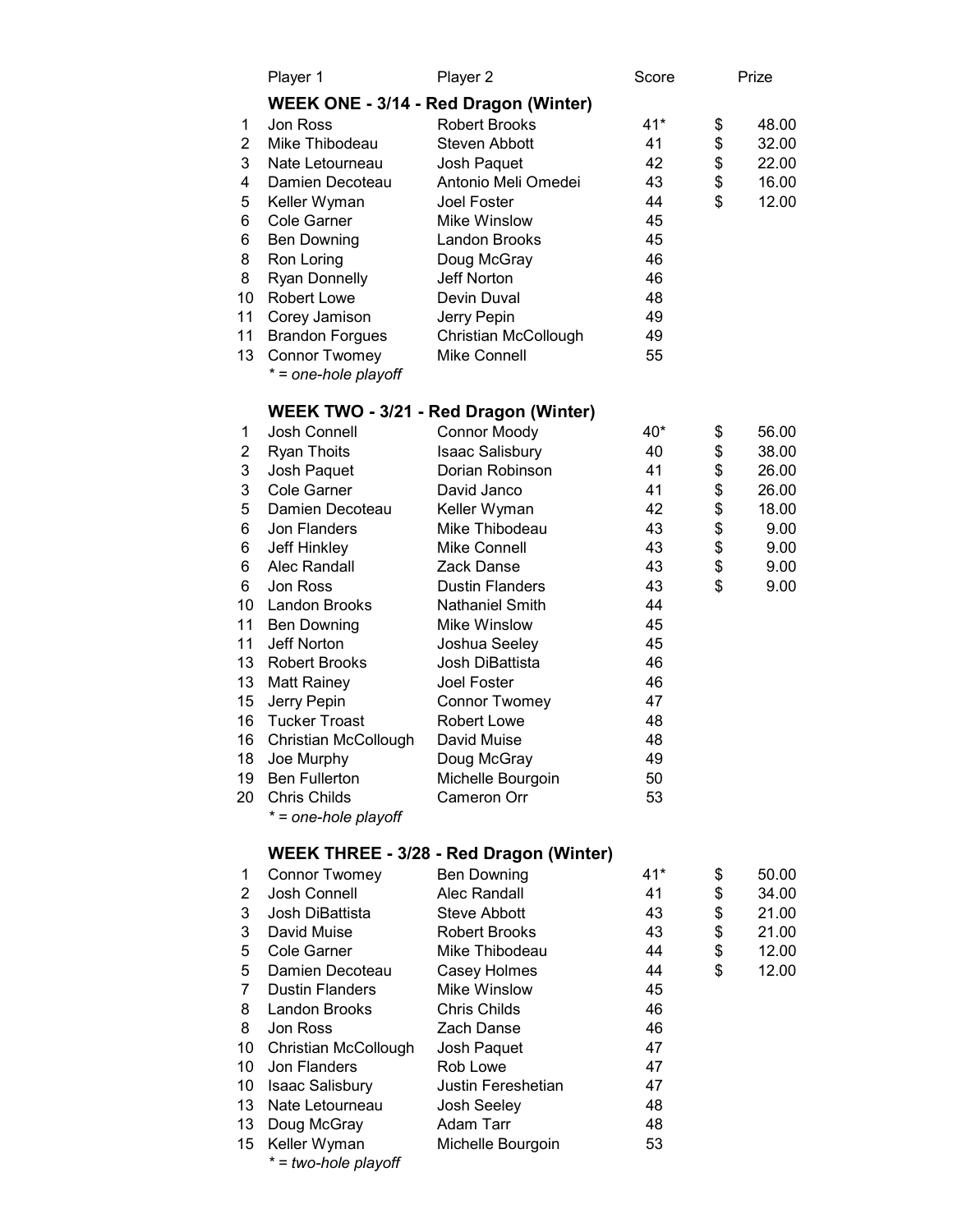| | Player 1 | Player 2 | Score | Prize |
|---|---|---|---|---|
| | **WEEK ONE - 3/14 - Red Dragon (Winter)** | | | |
| 1 | Jon Ross | Robert Brooks | 41* | $ 48.00 |
| 2 | Mike Thibodeau | Steven Abbott | 41 | $ 32.00 |
| 3 | Nate Letourneau | Josh Paquet | 42 | $ 22.00 |
| 4 | Damien Decoteau | Antonio Meli Omedei | 43 | $ 16.00 |
| 5 | Keller Wyman | Joel Foster | 44 | $ 12.00 |
| 6 | Cole Garner | Mike Winslow | 45 | |
| 6 | Ben Downing | Landon Brooks | 45 | |
| 8 | Ron Loring | Doug McGray | 46 | |
| 8 | Ryan Donnelly | Jeff Norton | 46 | |
| 10 | Robert Lowe | Devin Duval | 48 | |
| 11 | Corey Jamison | Jerry Pepin | 49 | |
| 11 | Brandon Forgues | Christian McCollough | 49 | |
| 13 | Connor Twomey | Mike Connell | 55 | |
| | *\* = one-hole playoff* | | | |
| | **WEEK TWO - 3/21 - Red Dragon (Winter)** | | | |
| 1 | Josh Connell | Connor Moody | 40* | $ 56.00 |
| 2 | Ryan Thoits | Isaac Salisbury | 40 | $ 38.00 |
| 3 | Josh Paquet | Dorian Robinson | 41 | $ 26.00 |
| 3 | Cole Garner | David Janco | 41 | $ 26.00 |
| 5 | Damien Decoteau | Keller Wyman | 42 | $ 18.00 |
| 6 | Jon Flanders | Mike Thibodeau | 43 | $ 9.00 |
| 6 | Jeff Hinkley | Mike Connell | 43 | $ 9.00 |
| 6 | Alec Randall | Zack Danse | 43 | $ 9.00 |
| 6 | Jon Ross | Dustin Flanders | 43 | $ 9.00 |
| 10 | Landon Brooks | Nathaniel Smith | 44 | |
| 11 | Ben Downing | Mike Winslow | 45 | |
| 11 | Jeff Norton | Joshua Seeley | 45 | |
| 13 | Robert Brooks | Josh DiBattista | 46 | |
| 13 | Matt Rainey | Joel Foster | 46 | |
| 15 | Jerry Pepin | Connor Twomey | 47 | |
| 16 | Tucker Troast | Robert Lowe | 48 | |
| 16 | Christian McCollough | David Muise | 48 | |
| 18 | Joe Murphy | Doug McGray | 49 | |
| 19 | Ben Fullerton | Michelle Bourgoin | 50 | |
| 20 | Chris Childs | Cameron Orr | 53 | |
| | *\* = one-hole playoff* | | | |
| | **WEEK THREE - 3/28 - Red Dragon (Winter)** | | | |
| 1 | Connor Twomey | Ben Downing | 41* | $ 50.00 |
| 2 | Josh Connell | Alec Randall | 41 | $ 34.00 |
| 3 | Josh DiBattista | Steve Abbott | 43 | $ 21.00 |
| 3 | David Muise | Robert Brooks | 43 | $ 21.00 |
| 5 | Cole Garner | Mike Thibodeau | 44 | $ 12.00 |
| 5 | Damien Decoteau | Casey Holmes | 44 | $ 12.00 |
| 7 | Dustin Flanders | Mike Winslow | 45 | |
| 8 | Landon Brooks | Chris Childs | 46 | |
| 8 | Jon Ross | Zach Danse | 46 | |
| 10 | Christian McCollough | Josh Paquet | 47 | |
| 10 | Jon Flanders | Rob Lowe | 47 | |
| 10 | Isaac Salisbury | Justin Fereshetian | 47 | |
| 13 | Nate Letourneau | Josh Seeley | 48 | |
| 13 | Doug McGray | Adam Tarr | 48 | |
| 15 | Keller Wyman | Michelle Bourgoin | 53 | |
| | *\* = two-hole playoff* | | | |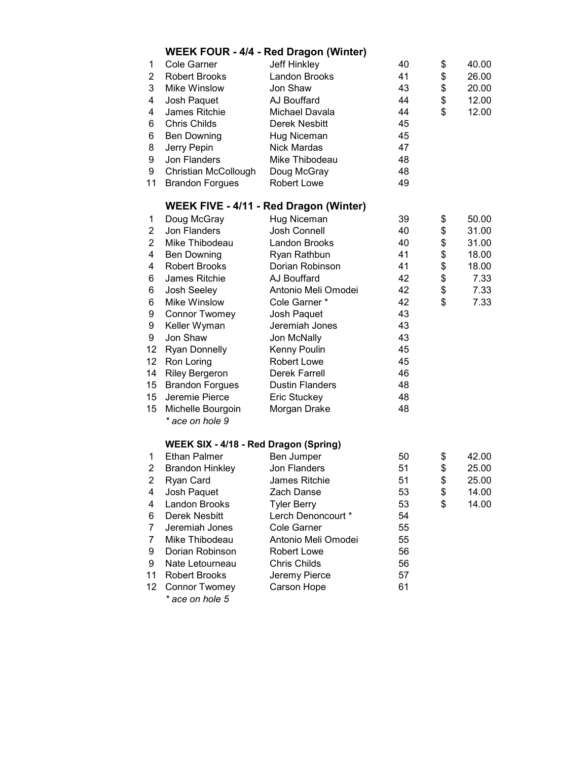### WEEK FOUR - 4/4 - Red Dragon (Winter)

| | | | | |
|---|---|---|---|---|
| 1 | Cole Garner | Jeff Hinkley | 40 | $ 40.00 |
| 2 | Robert Brooks | Landon Brooks | 41 | $ 26.00 |
| 3 | Mike Winslow | Jon Shaw | 43 | $ 20.00 |
| 4 | Josh Paquet | AJ Bouffard | 44 | $ 12.00 |
| 4 | James Ritchie | Michael Davala | 44 | $ 12.00 |
| 6 | Chris Childs | Derek Nesbitt | 45 | |
| 6 | Ben Downing | Hug Niceman | 45 | |
| 8 | Jerry Pepin | Nick Mardas | 47 | |
| 9 | Jon Flanders | Mike Thibodeau | 48 | |
| 9 | Christian McCollough | Doug McGray | 48 | |
| 11 | Brandon Forgues | Robert Lowe | 49 | |

### WEEK FIVE - 4/11 - Red Dragon (Winter)

| | | | | |
|---|---|---|---|---|
| 1 | Doug McGray | Hug Niceman | 39 | $ 50.00 |
| 2 | Jon Flanders | Josh Connell | 40 | $ 31.00 |
| 2 | Mike Thibodeau | Landon Brooks | 40 | $ 31.00 |
| 4 | Ben Downing | Ryan Rathbun | 41 | $ 18.00 |
| 4 | Robert Brooks | Dorian Robinson | 41 | $ 18.00 |
| 6 | James Ritchie | AJ Bouffard | 42 | $ 7.33 |
| 6 | Josh Seeley | Antonio Meli Omodei | 42 | $ 7.33 |
| 6 | Mike Winslow | Cole Garner * | 42 | $ 7.33 |
| 9 | Connor Twomey | Josh Paquet | 43 | |
| 9 | Keller Wyman | Jeremiah Jones | 43 | |
| 9 | Jon Shaw | Jon McNally | 43 | |
| 12 | Ryan Donnelly | Kenny Poulin | 45 | |
| 12 | Ron Loring | Robert Lowe | 45 | |
| 14 | Riley Bergeron | Derek Farrell | 46 | |
| 15 | Brandon Forgues | Dustin Flanders | 48 | |
| 15 | Jeremie Pierce | Eric Stuckey | 48 | |
| 15 | Michelle Bourgoin | Morgan Drake | 48 | |

*\* ace on hole 9*

### WEEK SIX - 4/18 - Red Dragon (Spring)

| | | | | |
|---|---|---|---|---|
| 1 | Ethan Palmer | Ben Jumper | 50 | $ 42.00 |
| 2 | Brandon Hinkley | Jon Flanders | 51 | $ 25.00 |
| 2 | Ryan Card | James Ritchie | 51 | $ 25.00 |
| 4 | Josh Paquet | Zach Danse | 53 | $ 14.00 |
| 4 | Landon Brooks | Tyler Berry | 53 | $ 14.00 |
| 6 | Derek Nesbitt | Lerch Denoncourt * | 54 | |
| 7 | Jeremiah Jones | Cole Garner | 55 | |
| 7 | Mike Thibodeau | Antonio Meli Omodei | 55 | |
| 9 | Dorian Robinson | Robert Lowe | 56 | |
| 9 | Nate Letourneau | Chris Childs | 56 | |
| 11 | Robert Brooks | Jeremy Pierce | 57 | |
| 12 | Connor Twomey | Carson Hope | 61 | |

*\* ace on hole 5*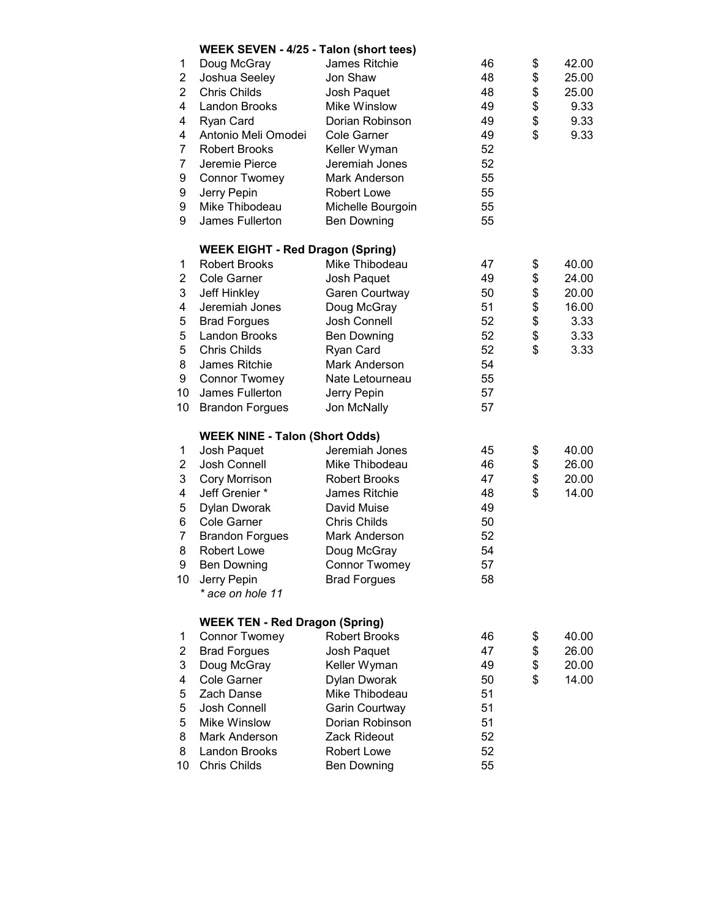**WEEK SEVEN - 4/25 - Talon (short tees)**

| | | | | |
|---|---|---|---|---|
| 1 | Doug McGray | James Ritchie | 46 | $ 42.00 |
| 2 | Joshua Seeley | Jon Shaw | 48 | $ 25.00 |
| 2 | Chris Childs | Josh Paquet | 48 | $ 25.00 |
| 4 | Landon Brooks | Mike Winslow | 49 | $ 9.33 |
| 4 | Ryan Card | Dorian Robinson | 49 | $ 9.33 |
| 4 | Antonio Meli Omodei | Cole Garner | 49 | $ 9.33 |
| 7 | Robert Brooks | Keller Wyman | 52 | |
| 7 | Jeremie Pierce | Jeremiah Jones | 52 | |
| 9 | Connor Twomey | Mark Anderson | 55 | |
| 9 | Jerry Pepin | Robert Lowe | 55 | |
| 9 | Mike Thibodeau | Michelle Bourgoin | 55 | |
| 9 | James Fullerton | Ben Downing | 55 | |

**WEEK EIGHT - Red Dragon (Spring)**

| | | | | |
|---|---|---|---|---|
| 1 | Robert Brooks | Mike Thibodeau | 47 | $ 40.00 |
| 2 | Cole Garner | Josh Paquet | 49 | $ 24.00 |
| 3 | Jeff Hinkley | Garen Courtway | 50 | $ 20.00 |
| 4 | Jeremiah Jones | Doug McGray | 51 | $ 16.00 |
| 5 | Brad Forgues | Josh Connell | 52 | $ 3.33 |
| 5 | Landon Brooks | Ben Downing | 52 | $ 3.33 |
| 5 | Chris Childs | Ryan Card | 52 | $ 3.33 |
| 8 | James Ritchie | Mark Anderson | 54 | |
| 9 | Connor Twomey | Nate Letourneau | 55 | |
| 10 | James Fullerton | Jerry Pepin | 57 | |
| 10 | Brandon Forgues | Jon McNally | 57 | |

**WEEK NINE - Talon (Short Odds)**

| | | | | |
|---|---|---|---|---|
| 1 | Josh Paquet | Jeremiah Jones | 45 | $ 40.00 |
| 2 | Josh Connell | Mike Thibodeau | 46 | $ 26.00 |
| 3 | Cory Morrison | Robert Brooks | 47 | $ 20.00 |
| 4 | Jeff Grenier * | James Ritchie | 48 | $ 14.00 |
| 5 | Dylan Dworak | David Muise | 49 | |
| 6 | Cole Garner | Chris Childs | 50 | |
| 7 | Brandon Forgues | Mark Anderson | 52 | |
| 8 | Robert Lowe | Doug McGray | 54 | |
| 9 | Ben Downing | Connor Twomey | 57 | |
| 10 | Jerry Pepin | Brad Forgues | 58 | |

*\* ace on hole 11*

**WEEK TEN - Red Dragon (Spring)**

| | | | | |
|---|---|---|---|---|
| 1 | Connor Twomey | Robert Brooks | 46 | $ 40.00 |
| 2 | Brad Forgues | Josh Paquet | 47 | $ 26.00 |
| 3 | Doug McGray | Keller Wyman | 49 | $ 20.00 |
| 4 | Cole Garner | Dylan Dworak | 50 | $ 14.00 |
| 5 | Zach Danse | Mike Thibodeau | 51 | |
| 5 | Josh Connell | Garin Courtway | 51 | |
| 5 | Mike Winslow | Dorian Robinson | 51 | |
| 8 | Mark Anderson | Zack Rideout | 52 | |
| 8 | Landon Brooks | Robert Lowe | 52 | |
| 10 | Chris Childs | Ben Downing | 55 | |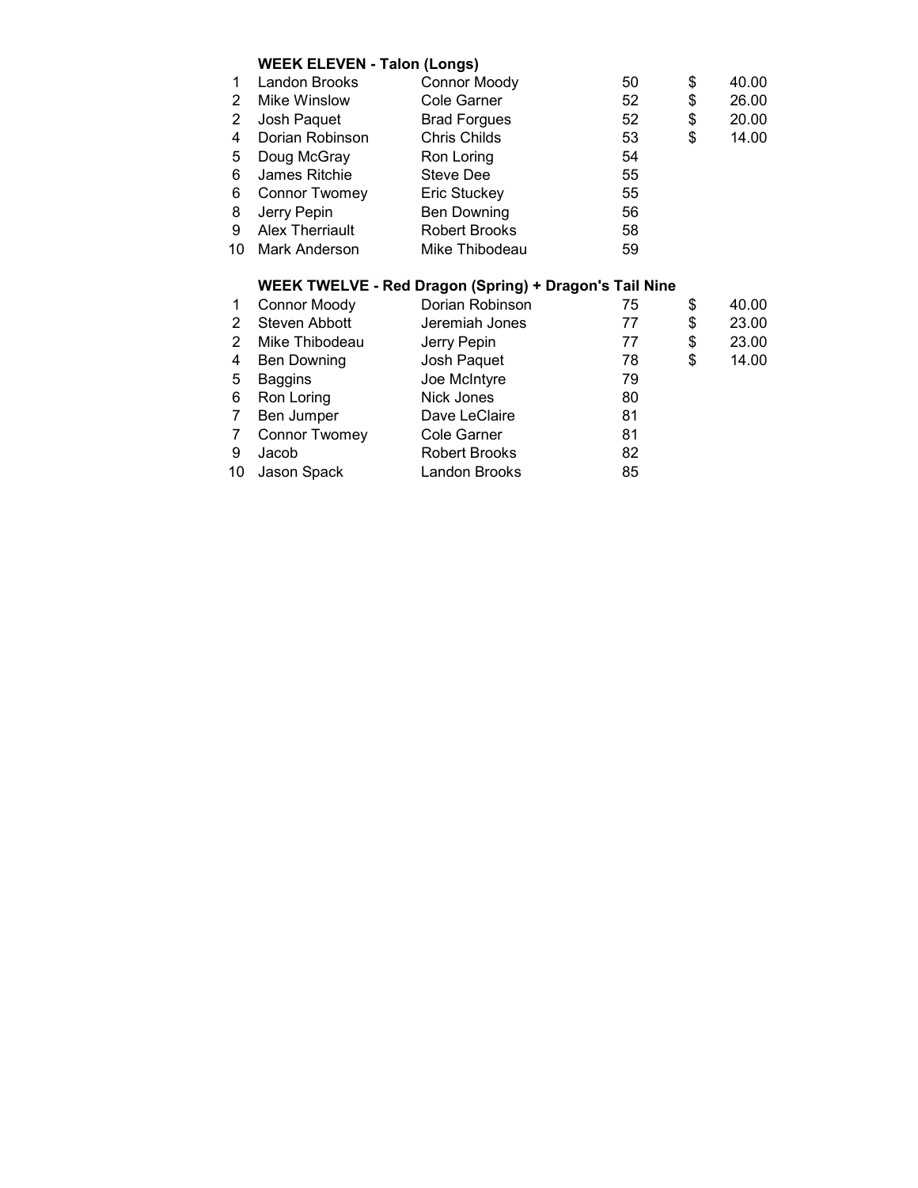**WEEK ELEVEN - Talon (Longs)**

| | | | | |
|---|---|---|---|---|
| 1 | Landon Brooks | Connor Moody | 50 | $ 40.00 |
| 2 | Mike Winslow | Cole Garner | 52 | $ 26.00 |
| 2 | Josh Paquet | Brad Forgues | 52 | $ 20.00 |
| 4 | Dorian Robinson | Chris Childs | 53 | $ 14.00 |
| 5 | Doug McGray | Ron Loring | 54 | |
| 6 | James Ritchie | Steve Dee | 55 | |
| 6 | Connor Twomey | Eric Stuckey | 55 | |
| 8 | Jerry Pepin | Ben Downing | 56 | |
| 9 | Alex Therriault | Robert Brooks | 58 | |
| 10 | Mark Anderson | Mike Thibodeau | 59 | |

**WEEK TWELVE - Red Dragon (Spring) + Dragon's Tail Nine**

| | | | | |
|---|---|---|---|---|
| 1 | Connor Moody | Dorian Robinson | 75 | $ 40.00 |
| 2 | Steven Abbott | Jeremiah Jones | 77 | $ 23.00 |
| 2 | Mike Thibodeau | Jerry Pepin | 77 | $ 23.00 |
| 4 | Ben Downing | Josh Paquet | 78 | $ 14.00 |
| 5 | Baggins | Joe McIntyre | 79 | |
| 6 | Ron Loring | Nick Jones | 80 | |
| 7 | Ben Jumper | Dave LeClaire | 81 | |
| 7 | Connor Twomey | Cole Garner | 81 | |
| 9 | Jacob | Robert Brooks | 82 | |
| 10 | Jason Spack | Landon Brooks | 85 | |